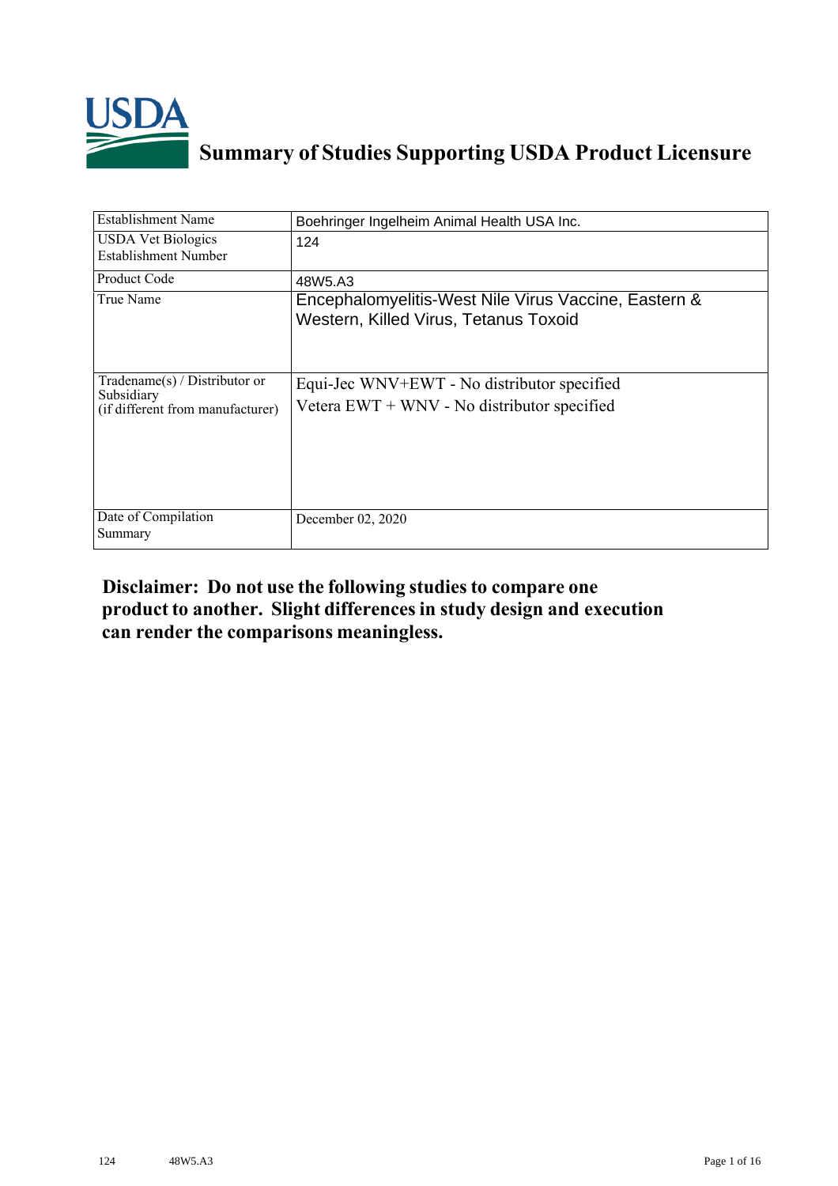# Summary of Studies Supporting USDA Product Licensure

| Establishment Name | Boehringer Ingelheim Animal Health USA Inc. |
|---|---|
| USDA Vet Biologics Establishment Number | 124 |
| Product Code | 48W5.A3 |
| True Name | Encephalomyelitis-West Nile Virus Vaccine, Eastern & Western, Killed Virus, Tetanus Toxoid |
| Tradename(s) / Distributor or Subsidiary (if different from manufacturer) | Equi-Jec WNV+EWT - No distributor specified<br>Vetera EWT + WNV - No distributor specified |
| Date of Compilation Summary | December 02, 2020 |

**Disclaimer: Do not use the following studies to compare one product to another. Slight differences in study design and execution can render the comparisons meaningless.**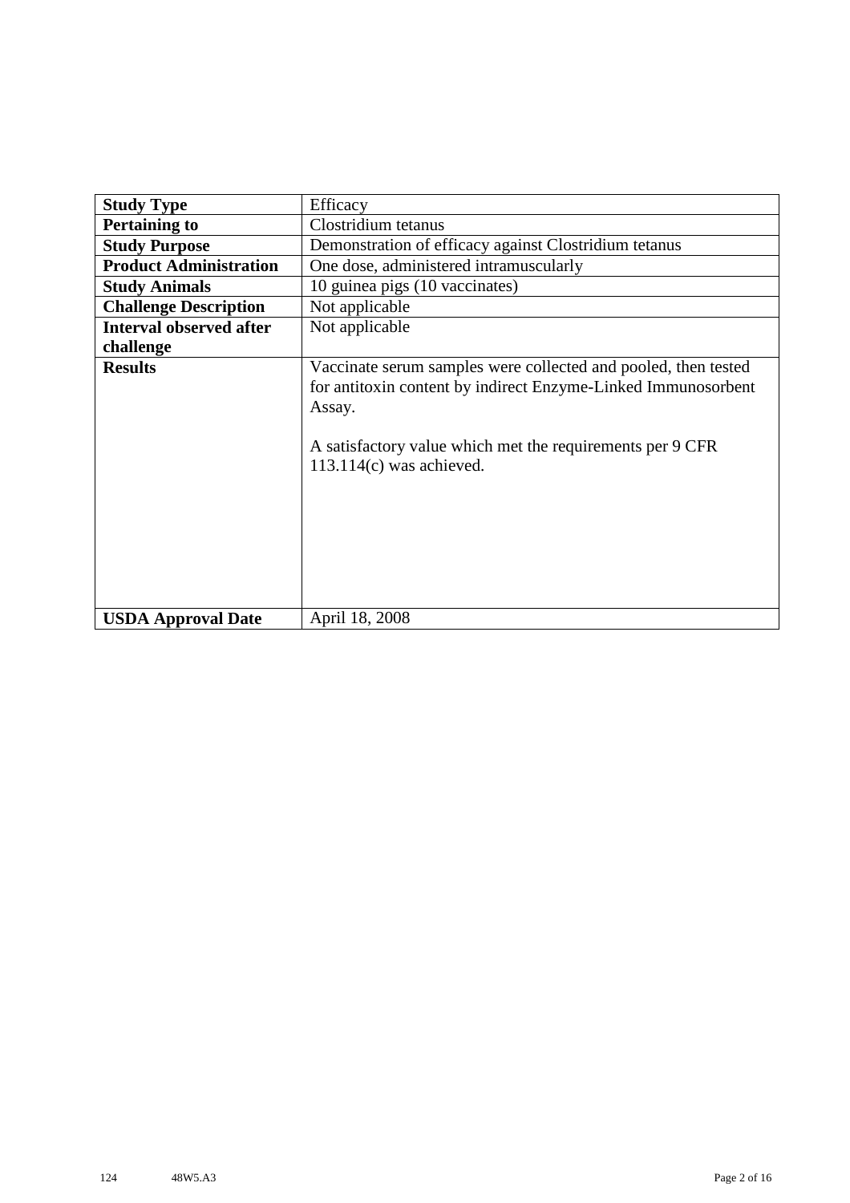| Study Type | Efficacy |
|---|---|
| **Pertaining to** | Clostridium tetanus |
| **Study Purpose** | Demonstration of efficacy against Clostridium tetanus |
| **Product Administration** | One dose, administered intramuscularly |
| **Study Animals** | 10 guinea pigs (10 vaccinates) |
| **Challenge Description** | Not applicable |
| **Interval observed after challenge** | Not applicable |
| **Results** | Vaccinate serum samples were collected and pooled, then tested for antitoxin content by indirect Enzyme-Linked Immunosorbent Assay.<br><br>A satisfactory value which met the requirements per 9 CFR 113.114(c) was achieved. |
| **USDA Approval Date** | April 18, 2008 |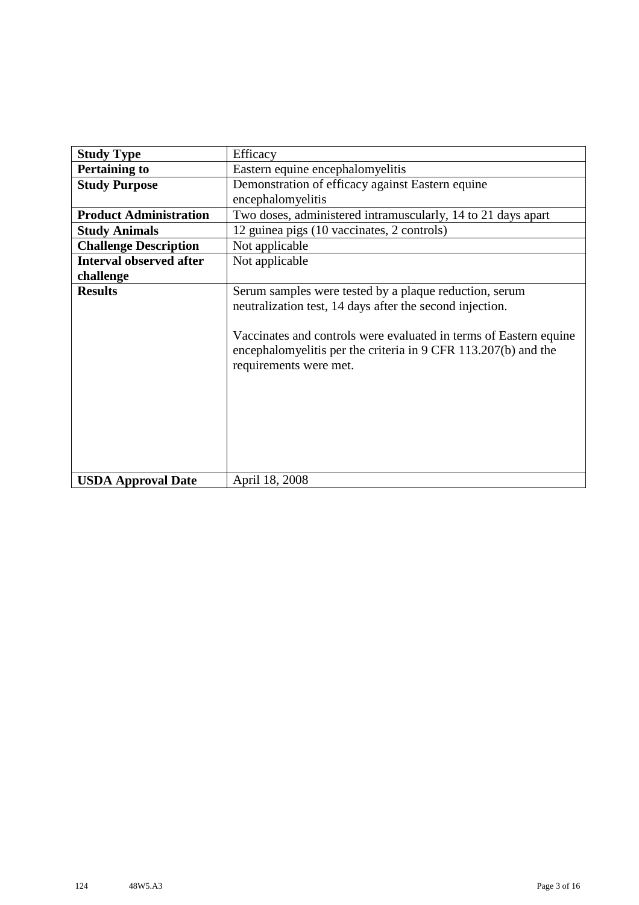| **Study Type** | Efficacy |
|---|---|
| **Pertaining to** | Eastern equine encephalomyelitis |
| **Study Purpose** | Demonstration of efficacy against Eastern equine encephalomyelitis |
| **Product Administration** | Two doses, administered intramuscularly, 14 to 21 days apart |
| **Study Animals** | 12 guinea pigs (10 vaccinates, 2 controls) |
| **Challenge Description** | Not applicable |
| **Interval observed after challenge** | Not applicable |
| **Results** | Serum samples were tested by a plaque reduction, serum neutralization test, 14 days after the second injection.<br><br>Vaccinates and controls were evaluated in terms of Eastern equine encephalomyelitis per the criteria in 9 CFR 113.207(b) and the requirements were met. |
| **USDA Approval Date** | April 18, 2008 |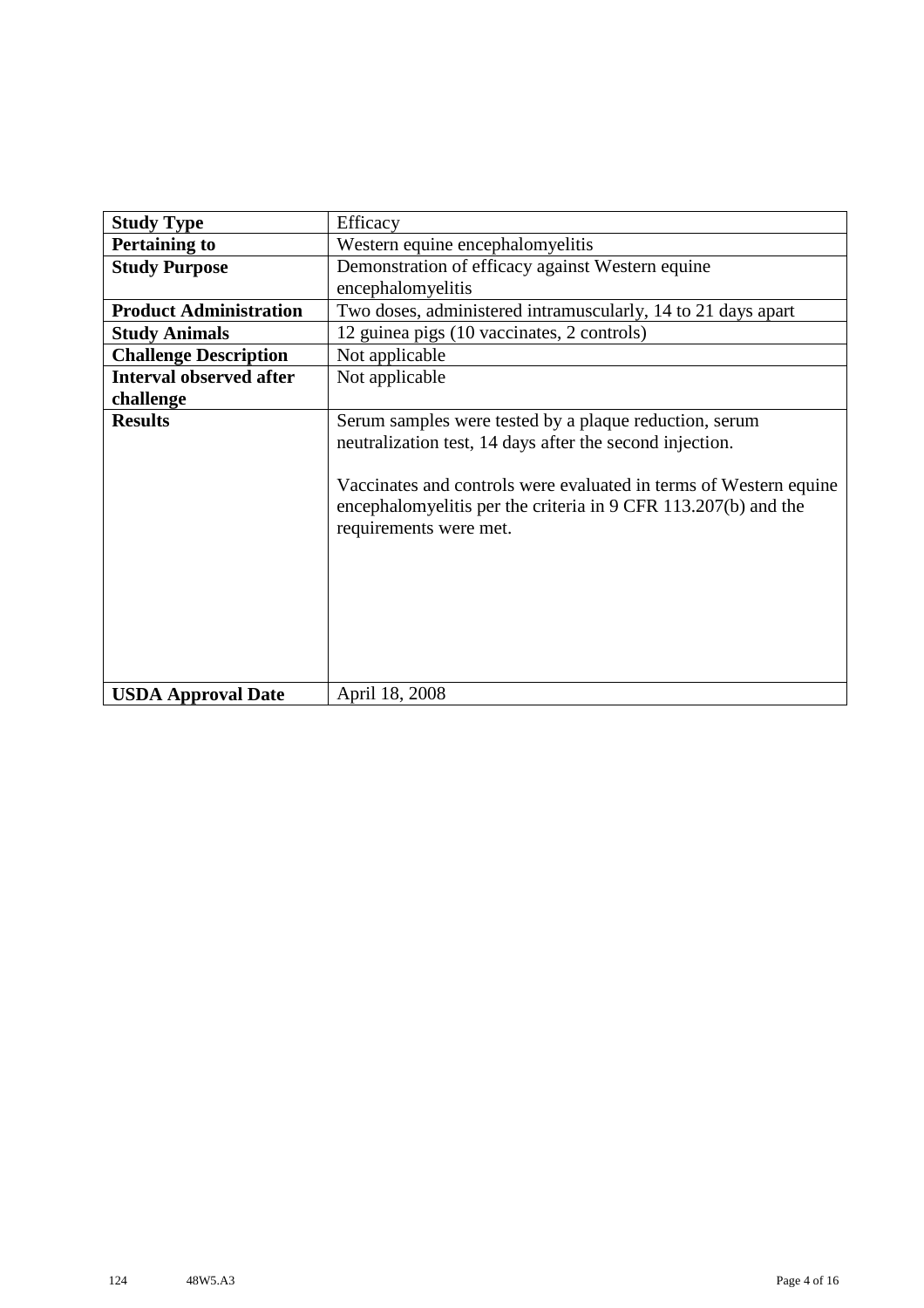| **Study Type** | Efficacy |
|---|---|
| **Pertaining to** | Western equine encephalomyelitis |
| **Study Purpose** | Demonstration of efficacy against Western equine encephalomyelitis |
| **Product Administration** | Two doses, administered intramuscularly, 14 to 21 days apart |
| **Study Animals** | 12 guinea pigs (10 vaccinates, 2 controls) |
| **Challenge Description** | Not applicable |
| **Interval observed after challenge** | Not applicable |
| **Results** | Serum samples were tested by a plaque reduction, serum neutralization test, 14 days after the second injection.<br><br>Vaccinates and controls were evaluated in terms of Western equine encephalomyelitis per the criteria in 9 CFR 113.207(b) and the requirements were met. |
| **USDA Approval Date** | April 18, 2008 |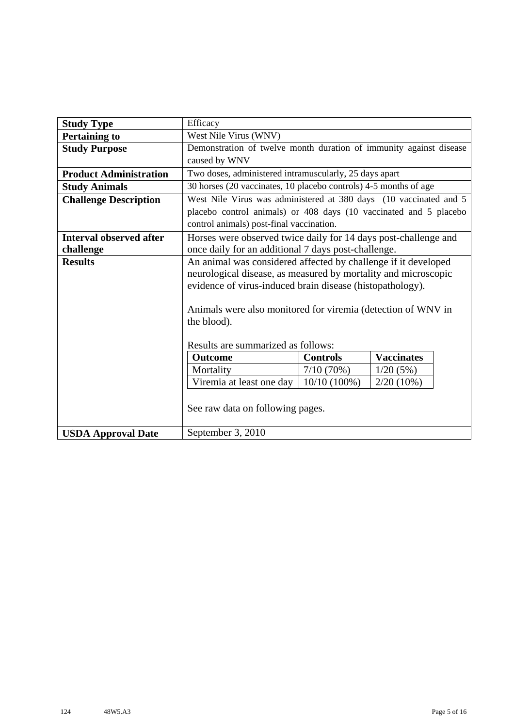| **Study Type** | Efficacy |
|---|---|
| **Pertaining to** | West Nile Virus (WNV) |
| **Study Purpose** | Demonstration of twelve month duration of immunity against disease caused by WNV |
| **Product Administration** | Two doses, administered intramuscularly, 25 days apart |
| **Study Animals** | 30 horses (20 vaccinates, 10 placebo controls) 4-5 months of age |
| **Challenge Description** | West Nile Virus was administered at 380 days (10 vaccinated and 5 placebo control animals) or 408 days (10 vaccinated and 5 placebo control animals) post-final vaccination. |
| **Interval observed after challenge** | Horses were observed twice daily for 14 days post-challenge and once daily for an additional 7 days post-challenge. |
| **Results** | An animal was considered affected by challenge if it developed neurological disease, as measured by mortality and microscopic evidence of virus-induced brain disease (histopathology).<br><br>Animals were also monitored for viremia (detection of WNV in the blood).<br><br>Results are summarized as follows:<br><br>**Outcome** / **Controls** / **Vaccinates**<br>Mortality / 7/10 (70%) / 1/20 (5%)<br>Viremia at least one day / 10/10 (100%) / 2/20 (10%)<br><br>See raw data on following pages. |
| **USDA Approval Date** | September 3, 2010 |

Results summary:

| Outcome | Controls | Vaccinates |
|---|---|---|
| Mortality | 7/10 (70%) | 1/20 (5%) |
| Viremia at least one day | 10/10 (100%) | 2/20 (10%) |

124 48W5.A3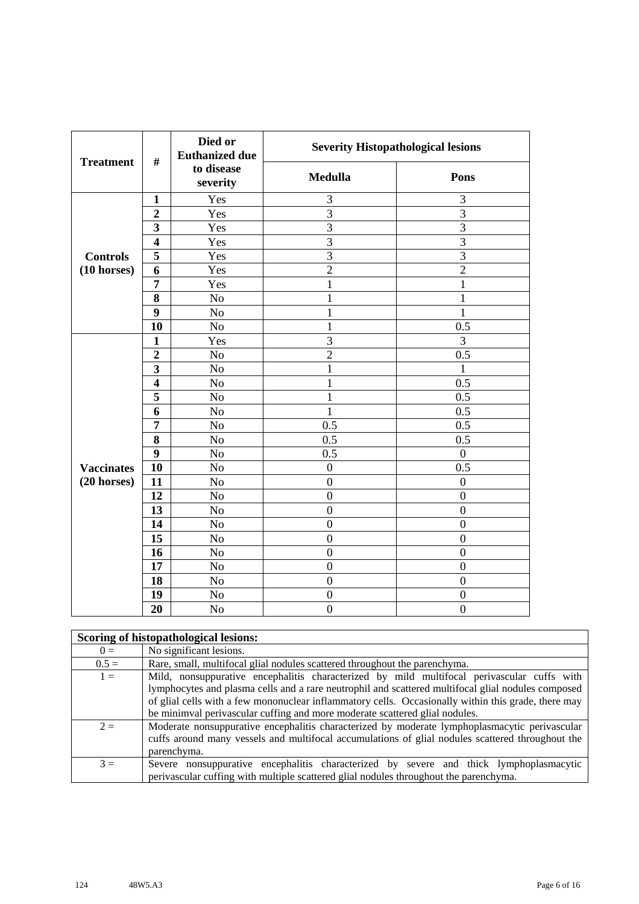| Treatment | # | Died or Euthanized due to disease severity | Severity Histopathological lesions | |
|---|---|---|---|---|
| | | | Medulla | Pons |
| Controls (10 horses) | 1 | Yes | 3 | 3 |
| | 2 | Yes | 3 | 3 |
| | 3 | Yes | 3 | 3 |
| | 4 | Yes | 3 | 3 |
| | 5 | Yes | 3 | 3 |
| | 6 | Yes | 2 | 2 |
| | 7 | Yes | 1 | 1 |
| | 8 | No | 1 | 1 |
| | 9 | No | 1 | 1 |
| | 10 | No | 1 | 0.5 |
| Vaccinates (20 horses) | 1 | Yes | 3 | 3 |
| | 2 | No | 2 | 0.5 |
| | 3 | No | 1 | 1 |
| | 4 | No | 1 | 0.5 |
| | 5 | No | 1 | 0.5 |
| | 6 | No | 1 | 0.5 |
| | 7 | No | 0.5 | 0.5 |
| | 8 | No | 0.5 | 0.5 |
| | 9 | No | 0.5 | 0 |
| | 10 | No | 0 | 0.5 |
| | 11 | No | 0 | 0 |
| | 12 | No | 0 | 0 |
| | 13 | No | 0 | 0 |
| | 14 | No | 0 | 0 |
| | 15 | No | 0 | 0 |
| | 16 | No | 0 | 0 |
| | 17 | No | 0 | 0 |
| | 18 | No | 0 | 0 |
| | 19 | No | 0 | 0 |
| | 20 | No | 0 | 0 |

| Scoring of histopathological lesions: | |
|---|---|
| 0 = | No significant lesions. |
| 0.5 = | Rare, small, multifocal glial nodules scattered throughout the parenchyma. |
| 1 = | Mild, nonsuppurative encephalitis characterized by mild multifocal perivascular cuffs with lymphocytes and plasma cells and a rare neutrophil and scattered multifocal glial nodules composed of glial cells with a few mononuclear inflammatory cells. Occasionally within this grade, there may be minimval perivascular cuffing and more moderate scattered glial nodules. |
| 2 = | Moderate nonsuppurative encephalitis characterized by moderate lymphoplasmacytic perivascular cuffs around many vessels and multifocal accumulations of glial nodules scattered throughout the parenchyma. |
| 3 = | Severe nonsuppurative encephalitis characterized by severe and thick lymphoplasmacytic perivascular cuffing with multiple scattered glial nodules throughout the parenchyma. |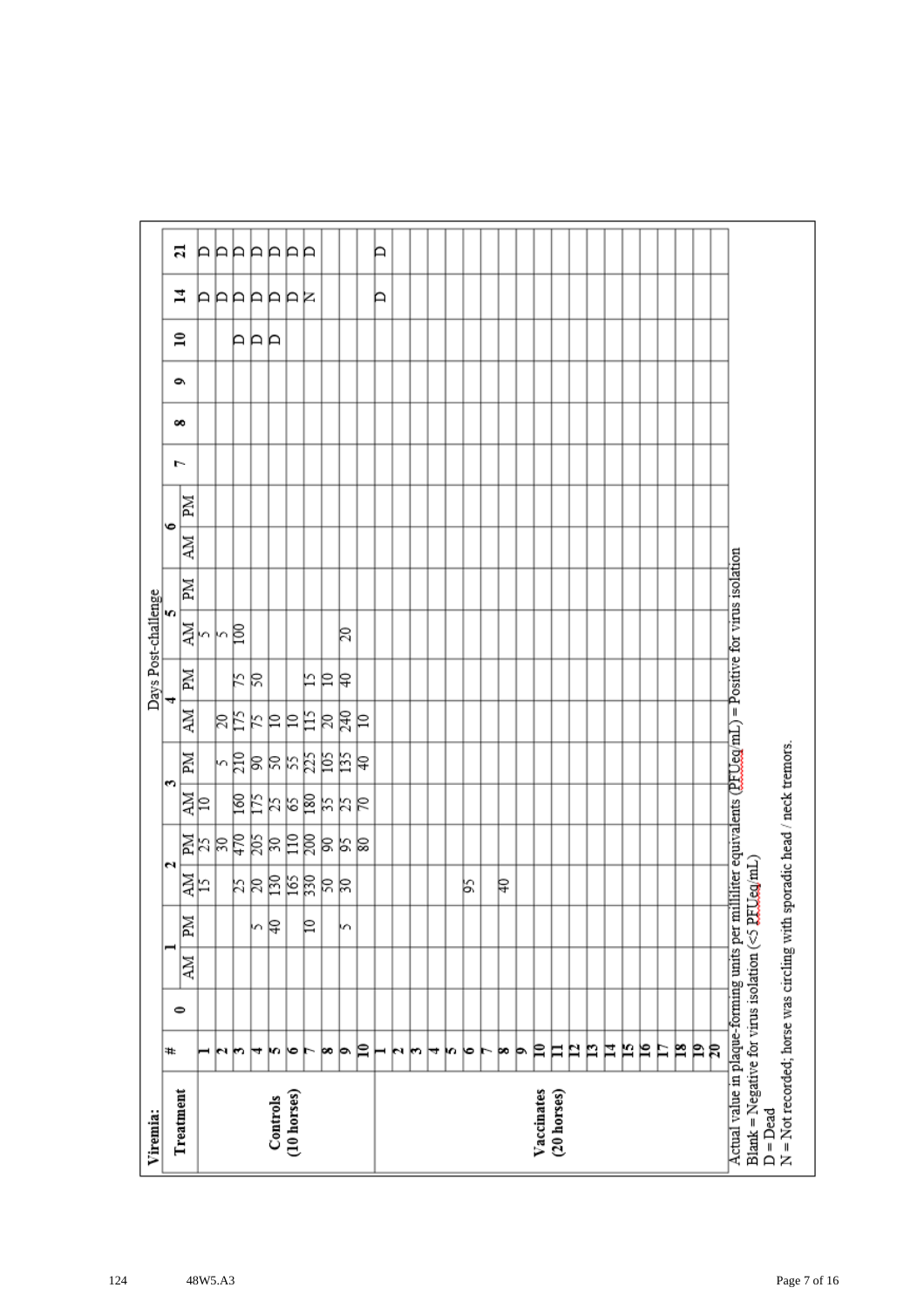**Viremia:**

| Treatment | # | 0 | 1 AM | 1 PM | 2 AM | 2 PM | 3 AM | 3 PM | 4 AM | 4 PM | 5 AM | 5 PM | 6 AM | 6 PM | 7 | 8 | 9 | 10 | 14 | 21 |
|---|---|---|---|---|---|---|---|---|---|---|---|---|---|---|---|---|---|---|---|---|
| | | | **Days Post-challenge** | | | | | | | | | | | | | | | | | |
| Controls (10 horses) | 1 | | | | 15 | 25 | 10 | | | | 5 | | | | | | | | D | D |
| | 2 | | | | | 30 | | 5 | 20 | | 5 | | | | | | | | D | D |
| | 3 | | | | 25 | 470 | 160 | 210 | 175 | 75 | 100 | | | | | | | D | D | D |
| | 4 | | | 5 | 20 | 205 | 175 | 90 | 75 | 50 | | | | | | | | D | D | D |
| | 5 | | | 40 | 130 | 30 | 25 | 50 | 10 | | | | | | | | | D | D | D |
| | 6 | | | | 165 | 110 | 65 | 55 | 10 | | | | | | | | | | D | D |
| | 7 | | | 10 | 330 | 200 | 180 | 225 | 115 | 15 | | | | | | | | | N | D |
| | 8 | | | | 50 | 90 | 35 | 105 | 20 | 10 | | | | | | | | | | |
| | 9 | | | 5 | 30 | 95 | 25 | 135 | 240 | 40 | 20 | | | | | | | | | |
| | 10 | | | | | 80 | 70 | 40 | 10 | | | | | | | | | | | |
| Vaccinates (20 horses) | 1 | | | | | | | | | | | | | | | | | | D | D |
| | 2 | | | | | | | | | | | | | | | | | | | |
| | 3 | | | | | | | | | | | | | | | | | | | |
| | 4 | | | | | | | | | | | | | | | | | | | |
| | 5 | | | | | | | | | | | | | | | | | | | |
| | 6 | | | | 95 | | | | | | | | | | | | | | | |
| | 7 | | | | | | | | | | | | | | | | | | | |
| | 8 | | | | 40 | | | | | | | | | | | | | | | |
| | 9 | | | | | | | | | | | | | | | | | | | |
| | 10 | | | | | | | | | | | | | | | | | | | |
| | 11 | | | | | | | | | | | | | | | | | | | |
| | 12 | | | | | | | | | | | | | | | | | | | |
| | 13 | | | | | | | | | | | | | | | | | | | |
| | 14 | | | | | | | | | | | | | | | | | | | |
| | 15 | | | | | | | | | | | | | | | | | | | |
| | 16 | | | | | | | | | | | | | | | | | | | |
| | 17 | | | | | | | | | | | | | | | | | | | |
| | 18 | | | | | | | | | | | | | | | | | | | |
| | 19 | | | | | | | | | | | | | | | | | | | |
| | 20 | | | | | | | | | | | | | | | | | | | |

Actual value in plaque-forming units per milliliter equivalents (PFUeq/mL) = Positive for virus isolation
Blank = Negative for virus isolation (<5 PFUeq/mL)
D = Dead
N = Not recorded; horse was circling with sporadic head / neck tremors.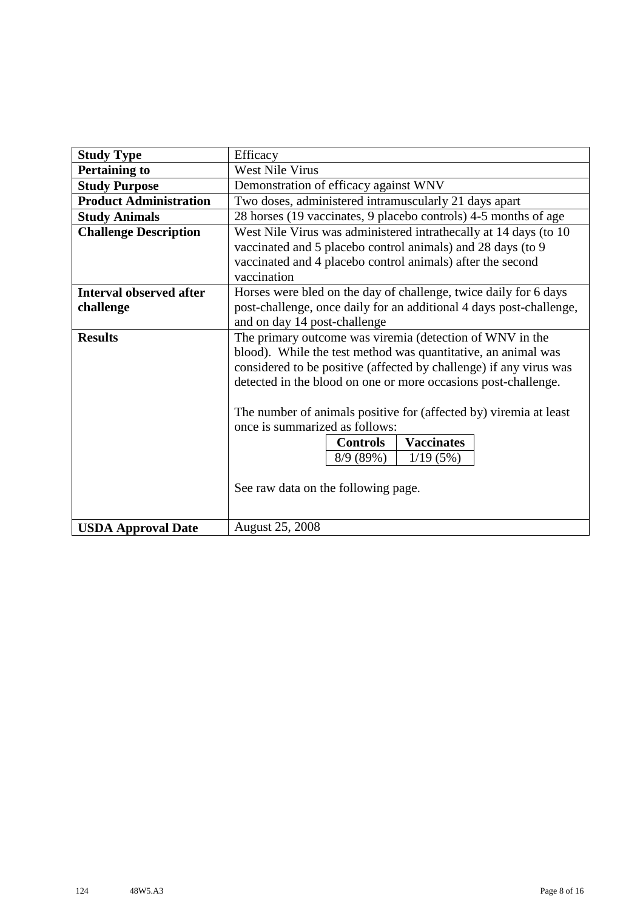| | |
|---|---|
| **Study Type** | Efficacy |
| **Pertaining to** | West Nile Virus |
| **Study Purpose** | Demonstration of efficacy against WNV |
| **Product Administration** | Two doses, administered intramuscularly 21 days apart |
| **Study Animals** | 28 horses (19 vaccinates, 9 placebo controls) 4-5 months of age |
| **Challenge Description** | West Nile Virus was administered intrathecally at 14 days (to 10 vaccinated and 5 placebo control animals) and 28 days (to 9 vaccinated and 4 placebo control animals) after the second vaccination |
| **Interval observed after challenge** | Horses were bled on the day of challenge, twice daily for 6 days post-challenge, once daily for an additional 4 days post-challenge, and on day 14 post-challenge |
| **Results** | The primary outcome was viremia (detection of WNV in the blood). While the test method was quantitative, an animal was considered to be positive (affected by challenge) if any virus was detected in the blood on one or more occasions post-challenge.<br><br>The number of animals positive for (affected by) viremia at least once is summarized as follows:<br><br>**Controls**: 8/9 (89%) — **Vaccinates**: 1/19 (5%)<br><br>See raw data on the following page. |
| **USDA Approval Date** | August 25, 2008 |

124 48W5.A3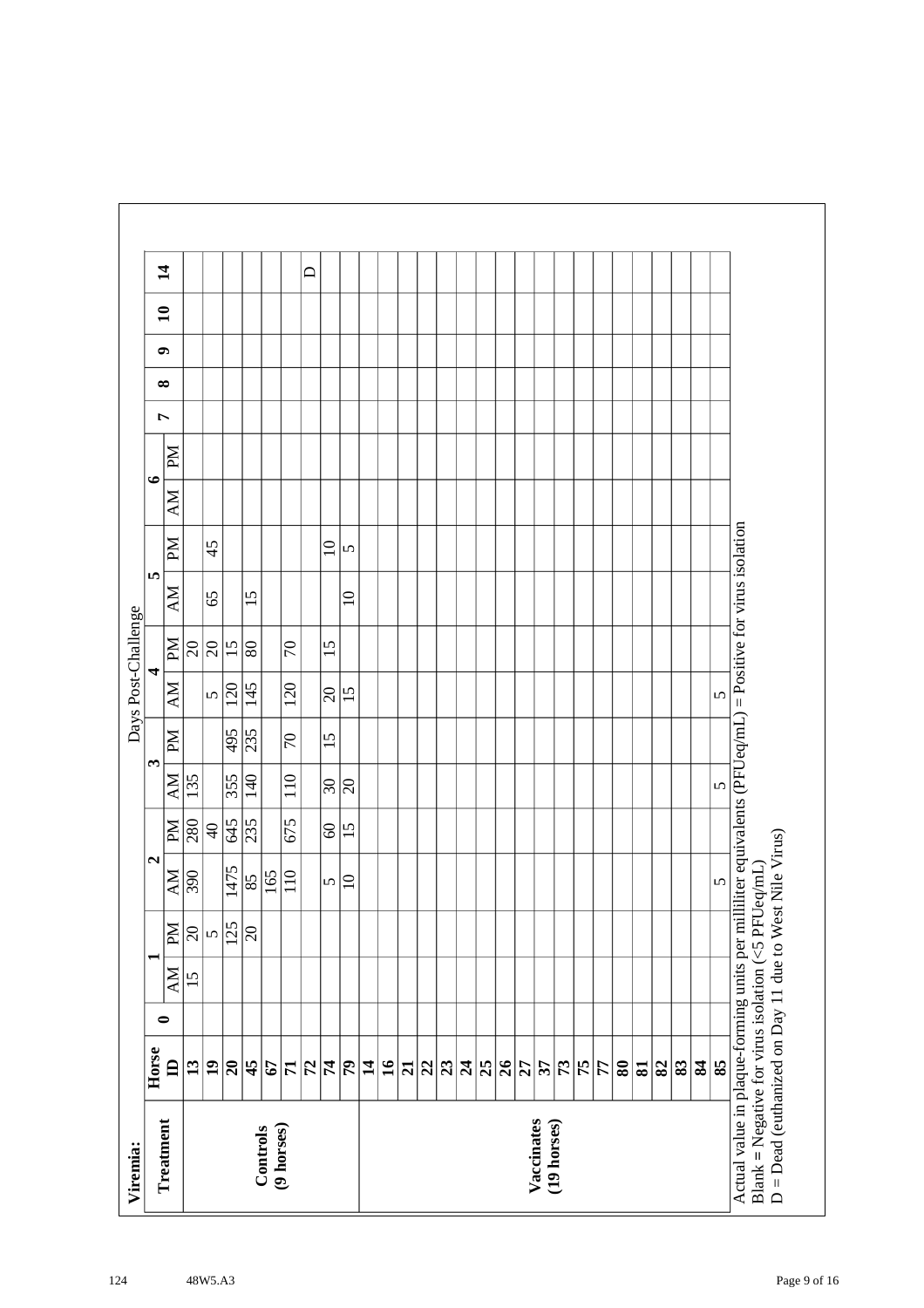**Viremia:**

| Treatment | Horse ID | Days Post-Challenge | | | | | | | | | | | | | | | | | |
|---|---|---|---|---|---|---|---|---|---|---|---|---|---|---|---|---|---|---|---|
| | | 0 | 1 | | 2 | | 3 | | 4 | | 5 | | 6 | | 7 | 8 | 9 | 10 | 14 |
| | | | AM | PM | AM | PM | AM | PM | AM | PM | AM | PM | AM | PM | | | | | |
| Controls (9 horses) | 13 | | 15 | 20 | 390 | 280 | 135 | | | 20 | | | | | | | | | |
| | 19 | | | 5 | | 40 | | | 5 | 20 | 65 | 45 | | | | | | | |
| | 20 | | | 125 | 1475 | 645 | 355 | 495 | 120 | 15 | | | | | | | | | |
| | 45 | | | 20 | 85 | 235 | 140 | 235 | 145 | 80 | 15 | | | | | | | | |
| | 67 | | | | 165 | | | | | | | | | | | | | | |
| | 71 | | | | 110 | 675 | 110 | 70 | 120 | 70 | | | | | | | | | |
| | 72 | | | | | | | | | | | | | | | | | | D |
| | 74 | | | | 5 | 60 | 30 | 15 | 20 | 15 | | 10 | | | | | | | |
| | 79 | | | | 10 | 15 | 20 | | 15 | | 10 | 5 | | | | | | | |
| Vaccinates (19 horses) | 14 | | | | | | | | | | | | | | | | | | |
| | 16 | | | | | | | | | | | | | | | | | | |
| | 21 | | | | | | | | | | | | | | | | | | |
| | 22 | | | | | | | | | | | | | | | | | | |
| | 23 | | | | | | | | | | | | | | | | | | |
| | 24 | | | | | | | | | | | | | | | | | | |
| | 25 | | | | | | | | | | | | | | | | | | |
| | 26 | | | | | | | | | | | | | | | | | | |
| | 27 | | | | | | | | | | | | | | | | | | |
| | 37 | | | | | | | | | | | | | | | | | | |
| | 73 | | | | | | | | | | | | | | | | | | |
| | 75 | | | | | | | | | | | | | | | | | | |
| | 77 | | | | | | | | | | | | | | | | | | |
| | 80 | | | | | | | | | | | | | | | | | | |
| | 81 | | | | | | | | | | | | | | | | | | |
| | 82 | | | | | | | | | | | | | | | | | | |
| | 83 | | | | | | | | | | | | | | | | | | |
| | 84 | | | | | | | | | | | | | | | | | | |
| | 85 | | | | 5 | | 5 | | 5 | | | | | | | | | | |

Actual value in plaque-forming units per milliliter equivalents (PFUeq/mL) = Positive for virus isolation
Blank = Negative for virus isolation (<5 PFUeq/mL)
D = Dead (euthanized on Day 11 due to West Nile Virus)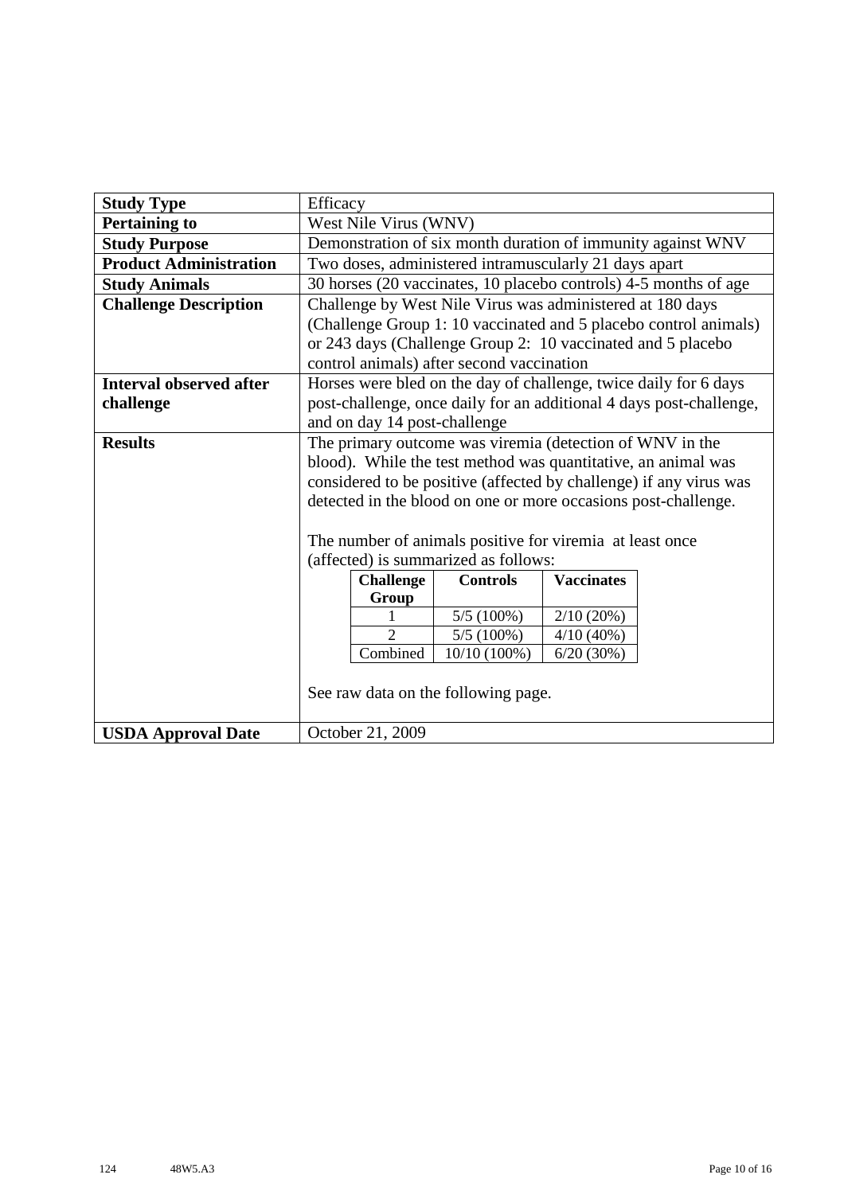| | |
|---|---|
| **Study Type** | Efficacy |
| **Pertaining to** | West Nile Virus (WNV) |
| **Study Purpose** | Demonstration of six month duration of immunity against WNV |
| **Product Administration** | Two doses, administered intramuscularly 21 days apart |
| **Study Animals** | 30 horses (20 vaccinates, 10 placebo controls) 4-5 months of age |
| **Challenge Description** | Challenge by West Nile Virus was administered at 180 days (Challenge Group 1: 10 vaccinated and 5 placebo control animals) or 243 days (Challenge Group 2: 10 vaccinated and 5 placebo control animals) after second vaccination |
| **Interval observed after challenge** | Horses were bled on the day of challenge, twice daily for 6 days post-challenge, once daily for an additional 4 days post-challenge, and on day 14 post-challenge |
| **Results** | The primary outcome was viremia (detection of WNV in the blood). While the test method was quantitative, an animal was considered to be positive (affected by challenge) if any virus was detected in the blood on one or more occasions post-challenge.<br><br>The number of animals positive for viremia at least once (affected) is summarized as follows:<br><br>(see table below)<br><br>See raw data on the following page. |
| **USDA Approval Date** | October 21, 2009 |

| Challenge Group | Controls | Vaccinates |
|---|---|---|
| 1 | 5/5 (100%) | 2/10 (20%) |
| 2 | 5/5 (100%) | 4/10 (40%) |
| Combined | 10/10 (100%) | 6/20 (30%) |

124 48W5.A3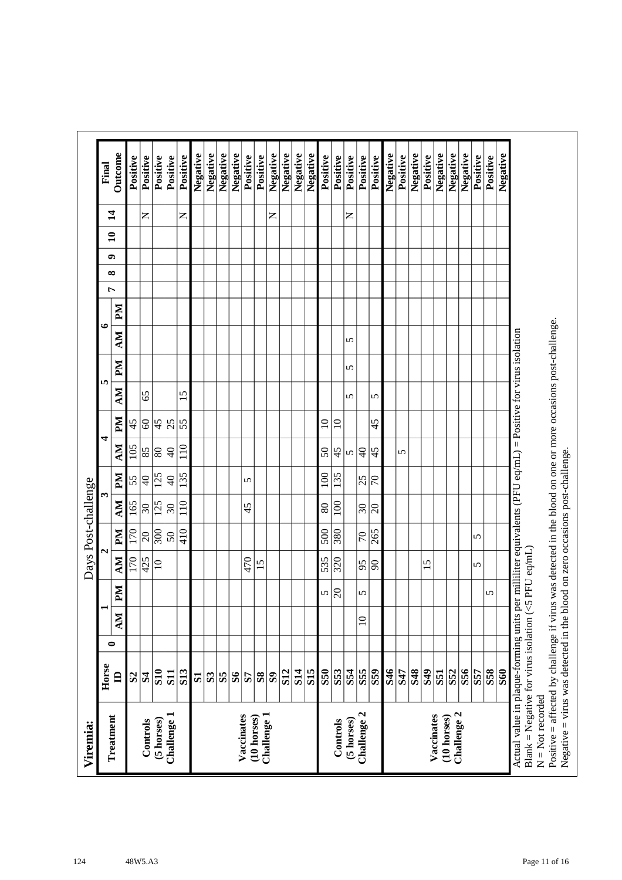**Viremia:**

| Treatment | Horse ID | Days Post-challenge | | | | | | | | | | | | | | | | | | Final Outcome |
|---|---|---|---|---|---|---|---|---|---|---|---|---|---|---|---|---|---|---|---|---|
| | | 0 | 1 | | 2 | | 3 | | 4 | | 5 | | 6 | | 7 | 8 | 9 | 10 | 14 | |
| | | | AM | PM | AM | PM | AM | PM | AM | PM | AM | PM | AM | PM | | | | | | |
| Controls (5 horses) Challenge 1 | S2 | | | | 170 | 170 | 165 | 55 | 105 | 45 | | | | | | | | | | Positive |
| | S4 | | | | 425 | 20 | 30 | 40 | 85 | 60 | 65 | | | | | | | | N | Positive |
| | S10 | | | | 10 | 300 | 125 | 125 | 80 | 45 | | | | | | | | | | Positive |
| | S11 | | | | | 50 | 30 | 40 | 40 | 25 | | | | | | | | | | Positive |
| | S13 | | | | | 410 | 110 | 135 | 110 | 55 | 15 | | | | | | | | N | Positive |
| Vaccinates (10 horses) Challenge 1 | S1 | | | | | | | | | | | | | | | | | | | Negative |
| | S3 | | | | | | | | | | | | | | | | | | | Negative |
| | S5 | | | | | | | | | | | | | | | | | | | Negative |
| | S6 | | | | | | | | | | | | | | | | | | | Negative |
| | S7 | | | | 470 | | 45 | 5 | | | | | | | | | | | | Positive |
| | S8 | | | | 15 | | | | | | | | | | | | | | | Positive |
| | S9 | | | | | | | | | | | | | | | | | | N | Negative |
| | S12 | | | | | | | | | | | | | | | | | | | Negative |
| | S14 | | | | | | | | | | | | | | | | | | | Negative |
| | S15 | | | | | | | | | | | | | | | | | | | Negative |
| Controls (5 horses) Challenge 2 | S50 | | | 5 | 535 | 500 | 80 | 100 | 50 | 10 | | | | | | | | | | Positive |
| | S53 | | | 20 | 320 | 380 | 100 | 135 | 45 | 10 | | | | | | | | | | Positive |
| | S54 | | | | | | | | 5 | | 5 | 5 | 5 | | | | | | N | Positive |
| | S55 | | 10 | 5 | 95 | 70 | 30 | 25 | 40 | | | | | | | | | | | Positive |
| | S59 | | | | 90 | 265 | 20 | 70 | 45 | 45 | 5 | | | | | | | | | Positive |
| Vaccinates (10 horses) Challenge 2 | S46 | | | | | | | | | | | | | | | | | | | Negative |
| | S47 | | | | | | | | 5 | | | | | | | | | | | Positive |
| | S48 | | | | | | | | | | | | | | | | | | | Negative |
| | S49 | | | | 15 | | | | | | | | | | | | | | | Positive |
| | S51 | | | | | | | | | | | | | | | | | | | Negative |
| | S52 | | | | | | | | | | | | | | | | | | | Negative |
| | S56 | | | | | | | | | | | | | | | | | | | Negative |
| | S57 | | | | 5 | 5 | | | | | | | | | | | | | | Positive |
| | S58 | | | 5 | | | | | | | | | | | | | | | | Positive |
| | S60 | | | | | | | | | | | | | | | | | | | Negative |

Actual value in plaque-forming units per milliliter equivalents (PFU eq/mL) = Positive for virus isolation
Blank = Negative for virus isolation (<5 PFU eq/mL)
N = Not recorded
Positive = affected by challenge if virus was detected in the blood on one or more occasions post-challenge.
Negative = virus was detected in the blood on zero occasions post-challenge.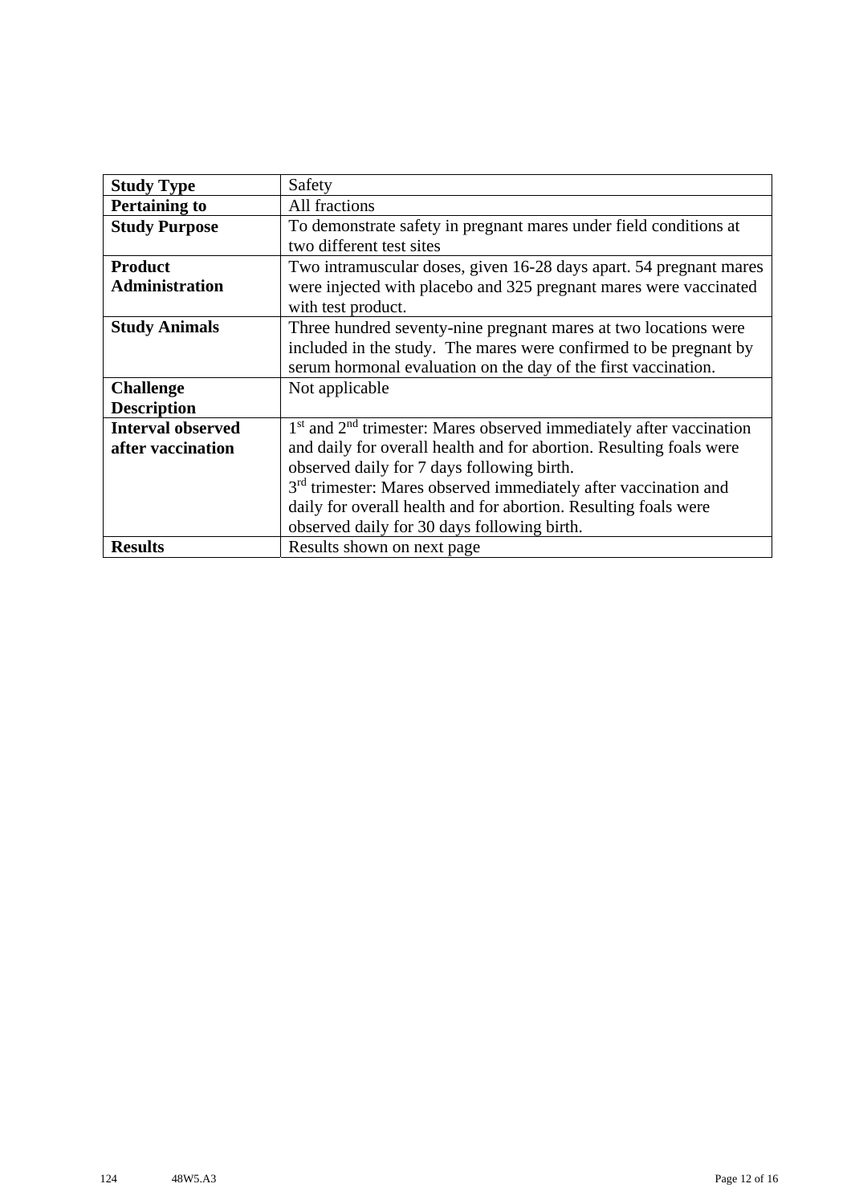| **Study Type** | Safety |
|---|---|
| **Pertaining to** | All fractions |
| **Study Purpose** | To demonstrate safety in pregnant mares under field conditions at two different test sites |
| **Product Administration** | Two intramuscular doses, given 16-28 days apart. 54 pregnant mares were injected with placebo and 325 pregnant mares were vaccinated with test product. |
| **Study Animals** | Three hundred seventy-nine pregnant mares at two locations were included in the study. The mares were confirmed to be pregnant by serum hormonal evaluation on the day of the first vaccination. |
| **Challenge Description** | Not applicable |
| **Interval observed after vaccination** | 1st and 2nd trimester: Mares observed immediately after vaccination and daily for overall health and for abortion. Resulting foals were observed daily for 7 days following birth.<br>3rd trimester: Mares observed immediately after vaccination and daily for overall health and for abortion. Resulting foals were observed daily for 30 days following birth. |
| **Results** | Results shown on next page |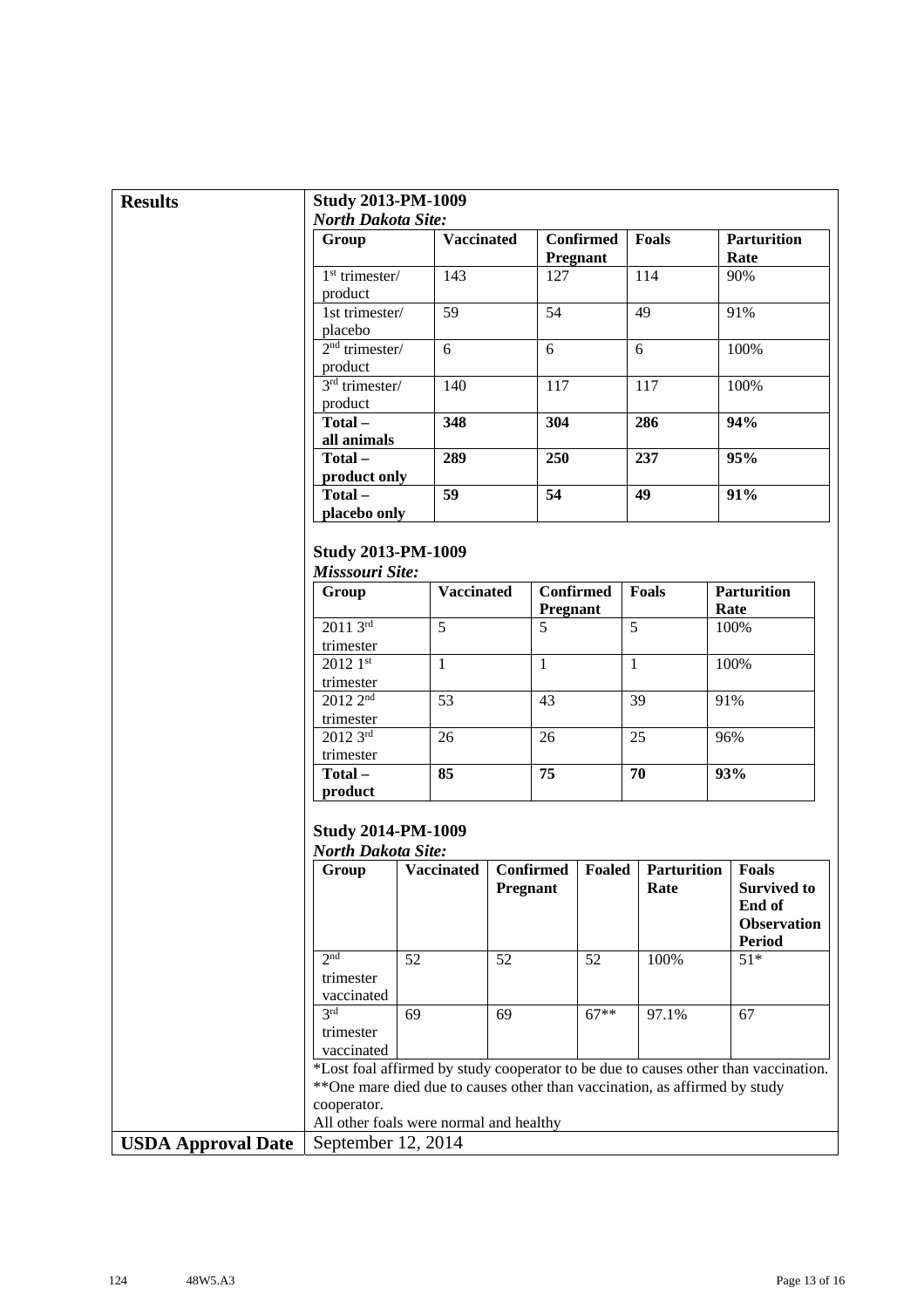**Results**

**Study 2013-PM-1009**
***North Dakota Site:***

| Group | Vaccinated | Confirmed Pregnant | Foals | Parturition Rate |
|---|---|---|---|---|
| 1st trimester/ product | 143 | 127 | 114 | 90% |
| 1st trimester/ placebo | 59 | 54 | 49 | 91% |
| 2nd trimester/ product | 6 | 6 | 6 | 100% |
| 3rd trimester/ product | 140 | 117 | 117 | 100% |
| **Total – all animals** | **348** | **304** | **286** | **94%** |
| **Total – product only** | **289** | **250** | **237** | **95%** |
| **Total – placebo only** | **59** | **54** | **49** | **91%** |

**Study 2013-PM-1009**
***Misssouri Site:***

| Group | Vaccinated | Confirmed Pregnant | Foals | Parturition Rate |
|---|---|---|---|---|
| 2011 3rd trimester | 5 | 5 | 5 | 100% |
| 2012 1st trimester | 1 | 1 | 1 | 100% |
| 2012 2nd trimester | 53 | 43 | 39 | 91% |
| 2012 3rd trimester | 26 | 26 | 25 | 96% |
| **Total – product** | **85** | **75** | **70** | **93%** |

**Study 2014-PM-1009**
***North Dakota Site:***

| Group | Vaccinated | Confirmed Pregnant | Foaled | Parturition Rate | Foals Survived to End of Observation Period |
|---|---|---|---|---|---|
| 2nd trimester vaccinated | 52 | 52 | 52 | 100% | 51* |
| 3rd trimester vaccinated | 69 | 69 | 67** | 97.1% | 67 |

*Lost foal affirmed by study cooperator to be due to causes other than vaccination.
**One mare died due to causes other than vaccination, as affirmed by study cooperator.
All other foals were normal and healthy

**USDA Approval Date** September 12, 2014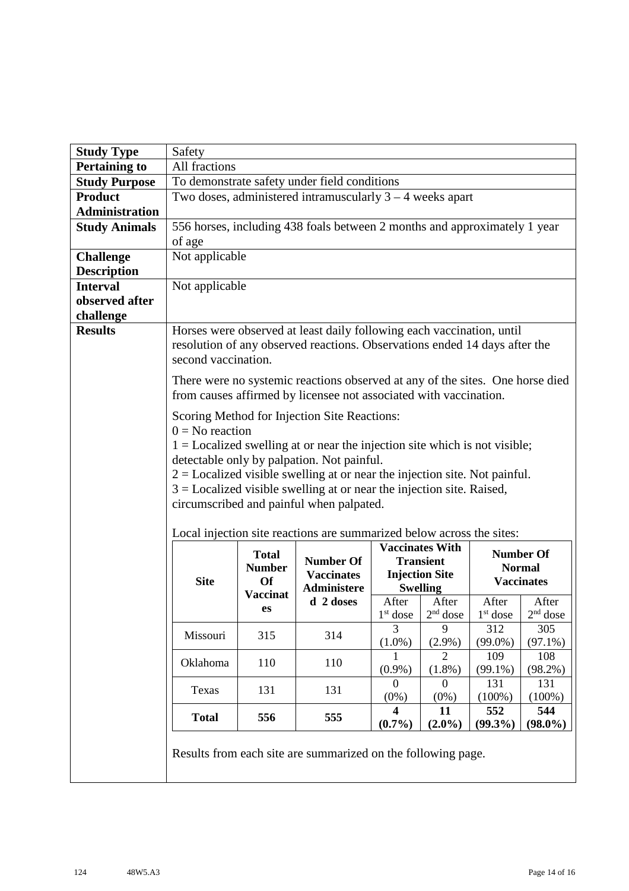| Study Type | Safety |
|---|---|
| **Pertaining to** | All fractions |
| **Study Purpose** | To demonstrate safety under field conditions |
| **Product Administration** | Two doses, administered intramuscularly 3 – 4 weeks apart |
| **Study Animals** | 556 horses, including 438 foals between 2 months and approximately 1 year of age |
| **Challenge Description** | Not applicable |
| **Interval observed after challenge** | Not applicable |
| **Results** | See below |

Horses were observed at least daily following each vaccination, until resolution of any observed reactions. Observations ended 14 days after the second vaccination.

There were no systemic reactions observed at any of the sites. One horse died from causes affirmed by licensee not associated with vaccination.

Scoring Method for Injection Site Reactions:
0 = No reaction
1 = Localized swelling at or near the injection site which is not visible; detectable only by palpation. Not painful.
2 = Localized visible swelling at or near the injection site. Not painful.
3 = Localized visible swelling at or near the injection site. Raised, circumscribed and painful when palpated.

Local injection site reactions are summarized below across the sites:

| **Site** | **Total Number Of Vaccinates** | **Number Of Vaccinates Administered 2 doses** | **Vaccinates With Transient Injection Site Swelling** | | **Number Of Normal Vaccinates** | |
|---|---|---|---|---|---|---|
| | | | After 1st dose | After 2nd dose | After 1st dose | After 2nd dose |
| Missouri | 315 | 314 | 3 (1.0%) | 9 (2.9%) | 312 (99.0%) | 305 (97.1%) |
| Oklahoma | 110 | 110 | 1 (0.9%) | 2 (1.8%) | 109 (99.1%) | 108 (98.2%) |
| Texas | 131 | 131 | 0 (0%) | 0 (0%) | 131 (100%) | 131 (100%) |
| **Total** | **556** | **555** | **4 (0.7%)** | **11 (2.0%)** | **552 (99.3%)** | **544 (98.0%)** |

Results from each site are summarized on the following page.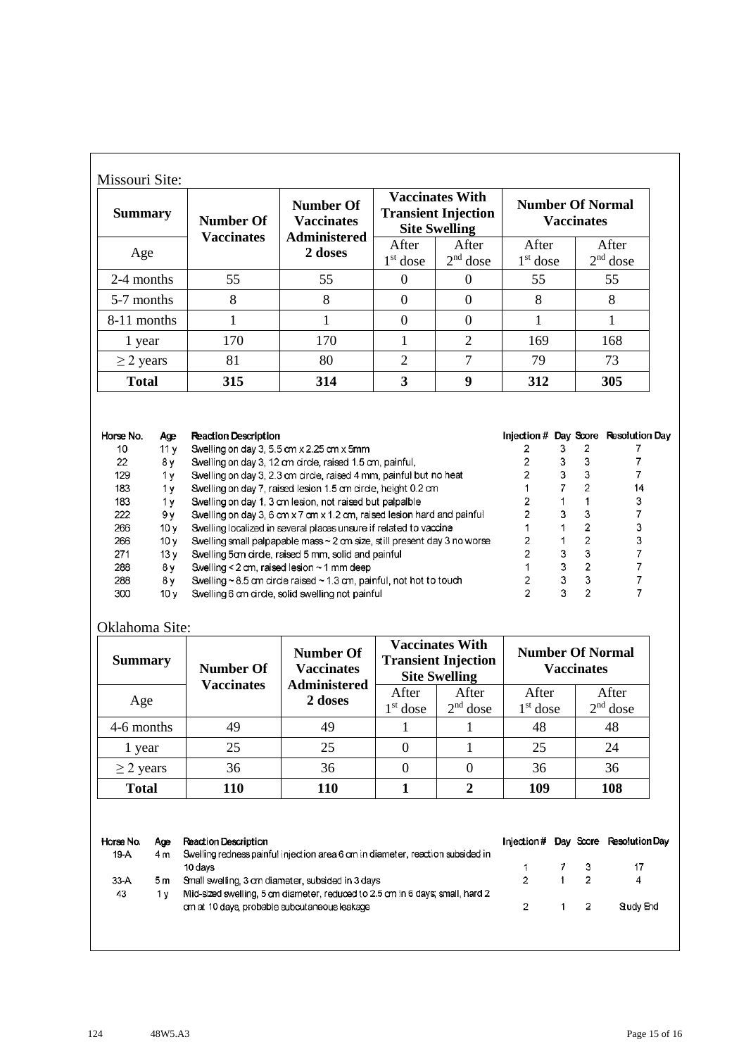Missouri Site:

| Summary | Number Of Vaccinates | Number Of Vaccinates Administered 2 doses | Vaccinates With Transient Injection Site Swelling | | Number Of Normal Vaccinates | |
|---|---|---|---|---|---|---|
| Age | | | After 1st dose | After 2nd dose | After 1st dose | After 2nd dose |
| 2-4 months | 55 | 55 | 0 | 0 | 55 | 55 |
| 5-7 months | 8 | 8 | 0 | 0 | 8 | 8 |
| 8-11 months | 1 | 1 | 0 | 0 | 1 | 1 |
| 1 year | 170 | 170 | 1 | 2 | 169 | 168 |
| ≥ 2 years | 81 | 80 | 2 | 7 | 79 | 73 |
| **Total** | **315** | **314** | **3** | **9** | **312** | **305** |

| Horse No. | Age | Reaction Description | Injection # | Day | Score | Resolution Day |
|---|---|---|---|---|---|---|
| 10 | 11 y | Swelling on day 3, 5.5 cm x 2.25 cm x 5mm | 2 | 3 | 2 | 7 |
| 22 | 8 y | Swelling on day 3, 12 cm circle, raised 1.5 cm, painful, | 2 | 3 | 3 | 7 |
| 129 | 1 y | Swelling on day 3, 2.3 cm circle, raised 4 mm, painful but no heat | 2 | 3 | 3 | 7 |
| 183 | 1 y | Swelling on day 7, raised lesion 1.5 cm circle, height 0.2 cm | 1 | 7 | 2 | 14 |
| 183 | 1 y | Swelling on day 1, 3 cm lesion, not raised but palpalble | 2 | 1 | 1 | 3 |
| 222 | 9 y | Swelling on day 3, 6 cm x 7 cm x 1.2 cm, raised lesion hard and painful | 2 | 3 | 3 | 7 |
| 266 | 10 y | Swelling localized in several places unsure if related to vaccine | 1 | 1 | 2 | 3 |
| 266 | 10 y | Swelling small palpapable mass ~ 2 cm size, still present day 3 no worse | 2 | 1 | 2 | 3 |
| 271 | 13 y | Swelling 5cm circle, raised 5 mm, solid and painful | 2 | 3 | 3 | 7 |
| 288 | 8 y | Swelling < 2 cm, raised lesion ~ 1 mm deep | 1 | 3 | 2 | 7 |
| 288 | 8 y | Swelling ~ 8.5 cm circle raised ~ 1.3 cm, painful, not hot to touch | 2 | 3 | 3 | 7 |
| 300 | 10 y | Swelling 6 cm circle, solid swelling not painful | 2 | 3 | 2 | 7 |

Oklahoma Site:

| Summary | Number Of Vaccinates | Number Of Vaccinates Administered 2 doses | Vaccinates With Transient Injection Site Swelling | | Number Of Normal Vaccinates | |
|---|---|---|---|---|---|---|
| Age | | | After 1st dose | After 2nd dose | After 1st dose | After 2nd dose |
| 4-6 months | 49 | 49 | 1 | 1 | 48 | 48 |
| 1 year | 25 | 25 | 0 | 1 | 25 | 24 |
| ≥ 2 years | 36 | 36 | 0 | 0 | 36 | 36 |
| **Total** | **110** | **110** | **1** | **2** | **109** | **108** |

| Horse No. | Age | Reaction Description | Injection # | Day | Score | Resolution Day |
|---|---|---|---|---|---|---|
| 19-A | 4 m | Swelling redness painful injection area 6 cm in diameter, reaction subsided in 10 days | 1 | 7 | 3 | 17 |
| 33-A | 5 m | Small swelling, 3 cm diameter, subsided in 3 days | 2 | 1 | 2 | 4 |
| 43 | 1 y | Mid-sized swelling, 5 cm diameter, reduced to 2.5 cm in 6 days; small, hard 2 cm at 10 days, probable subcutaneous leakage | 2 | 1 | 2 | Study End |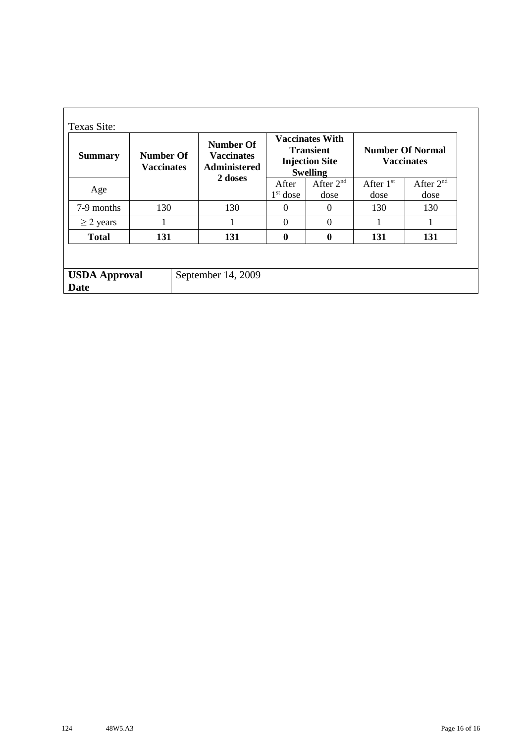Texas Site:

| Summary | Number Of Vaccinates | Number Of Vaccinates Administered 2 doses | Vaccinates With Transient Injection Site Swelling | | Number Of Normal Vaccinates | |
|---|---|---|---|---|---|---|
| Age | | | After $1^{st}$ dose | After $2^{nd}$ dose | After $1^{st}$ dose | After $2^{nd}$ dose |
| 7-9 months | 130 | 130 | 0 | 0 | 130 | 130 |
| $\geq 2$ years | 1 | 1 | 0 | 0 | 1 | 1 |
| **Total** | **131** | **131** | **0** | **0** | **131** | **131** |

| | |
|---|---|
| **USDA Approval Date** | September 14, 2009 |

124 48W5.A3